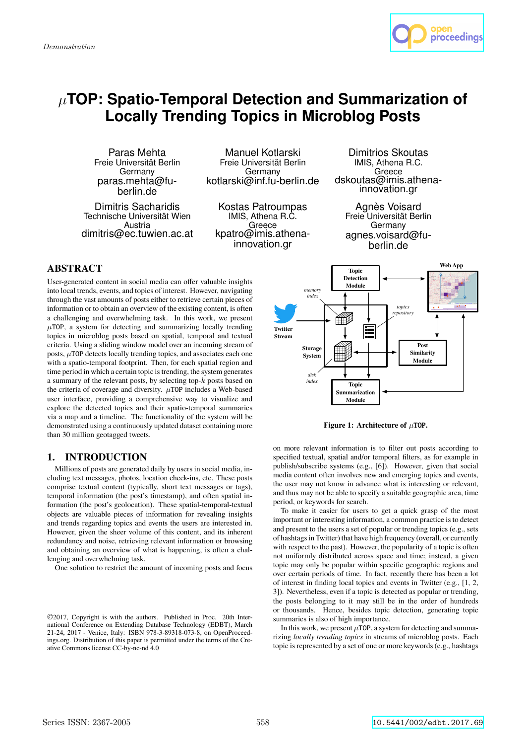Demonstration

# $\mu$TOP: Spatio-Temporal Detection and Summarization of Locally Trending Topics in Microblog Posts

Paras Mehta
Freie Universität Berlin
Germany
paras.mehta@fu-berlin.de

Manuel Kotlarski
Freie Universität Berlin
Germany
kotlarski@inf.fu-berlin.de

Dimitrios Skoutas
IMIS, Athena R.C.
Greece
dskoutas@imis.athena-innovation.gr

Dimitris Sacharidis
Technische Universität Wien
Austria
dimitris@ec.tuwien.ac.at

Kostas Patroumpas
IMIS, Athena R.C.
Greece
kpatro@imis.athena-innovation.gr

Agnès Voisard
Freie Universität Berlin
Germany
agnes.voisard@fu-berlin.de

## ABSTRACT

User-generated content in social media can offer valuable insights into local trends, events, and topics of interest. However, navigating through the vast amounts of posts either to retrieve certain pieces of information or to obtain an overview of the existing content, is often a challenging and overwhelming task. In this work, we present $\mu$TOP, a system for detecting and summarizing locally trending topics in microblog posts based on spatial, temporal and textual criteria. Using a sliding window model over an incoming stream of posts, $\mu$TOP detects locally trending topics, and associates each one with a spatio-temporal footprint. Then, for each spatial region and time period in which a certain topic is trending, the system generates a summary of the relevant posts, by selecting top-$k$ posts based on the criteria of coverage and diversity. $\mu$TOP includes a Web-based user interface, providing a comprehensive way to visualize and explore the detected topics and their spatio-temporal summaries via a map and a timeline. The functionality of the system will be demonstrated using a continuously updated dataset containing more than 30 million geotagged tweets.

Figure 1: Architecture of $\mu$TOP.

## 1. INTRODUCTION

Millions of posts are generated daily by users in social media, including text messages, photos, location check-ins, etc. These posts comprise textual content (typically, short text messages or tags), temporal information (the post's timestamp), and often spatial information (the post's geolocation). These spatial-temporal-textual objects are valuable pieces of information for revealing insights and trends regarding topics and events the users are interested in. However, given the sheer volume of this content, and its inherent redundancy and noise, retrieving relevant information or browsing and obtaining an overview of what is happening, is often a challenging and overwhelming task.

One solution to restrict the amount of incoming posts and focus on more relevant information is to filter out posts according to specified textual, spatial and/or temporal filters, as for example in publish/subscribe systems (e.g., [6]). However, given that social media content often involves new and emerging topics and events, the user may not know in advance what is interesting or relevant, and thus may not be able to specify a suitable geographic area, time period, or keywords for search.

To make it easier for users to get a quick grasp of the most important or interesting information, a common practice is to detect and present to the users a set of popular or trending topics (e.g., sets of hashtags in Twitter) that have high frequency (overall, or currently with respect to the past). However, the popularity of a topic is often not uniformly distributed across space and time; instead, a given topic may only be popular within specific geographic regions and over certain periods of time. In fact, recently there has been a lot of interest in finding local topics and events in Twitter (e.g., [1, 2, 3]). Nevertheless, even if a topic is detected as popular or trending, the posts belonging to it may still be in the order of hundreds or thousands. Hence, besides topic detection, generating topic summaries is also of high importance.

In this work, we present $\mu$TOP, a system for detecting and summarizing *locally trending topics* in streams of microblog posts. Each topic is represented by a set of one or more keywords (e.g., hashtags

©2017, Copyright is with the authors. Published in Proc. 20th International Conference on Extending Database Technology (EDBT), March 21-24, 2017 - Venice, Italy: ISBN 978-3-89318-073-8, on OpenProceedings.org. Distribution of this paper is permitted under the terms of the Creative Commons license CC-by-nc-nd 4.0

Series ISSN: 2367-2005

10.5441/002/edbt.2017.69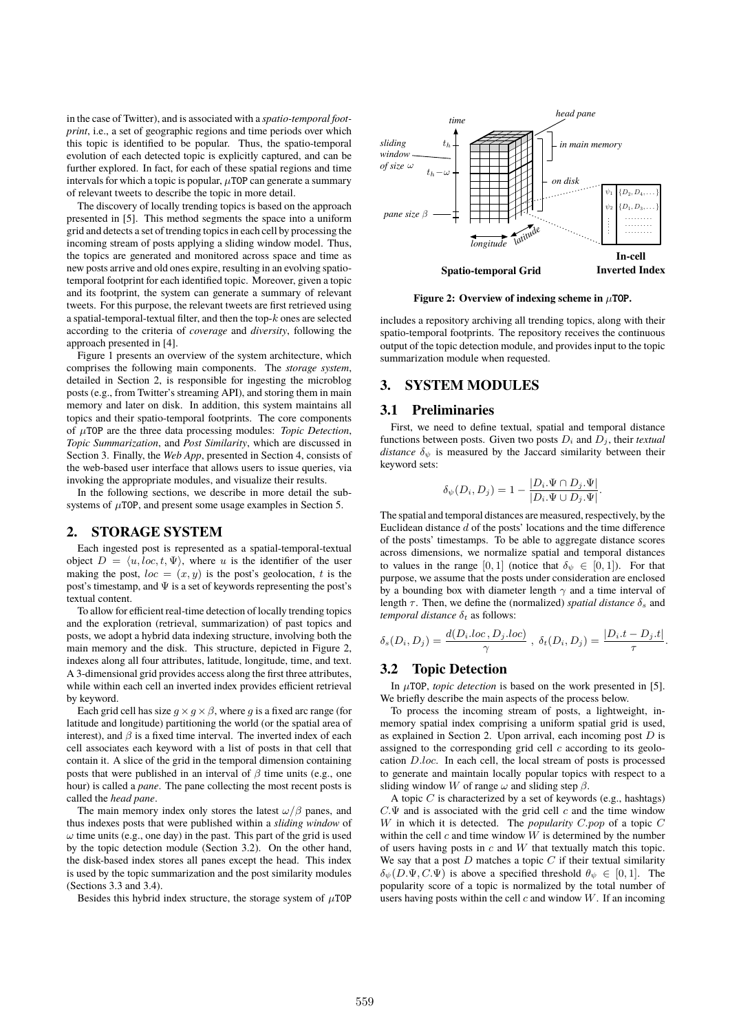in the case of Twitter), and is associated with a *spatio-temporal footprint*, i.e., a set of geographic regions and time periods over which this topic is identified to be popular. Thus, the spatio-temporal evolution of each detected topic is explicitly captured, and can be further explored. In fact, for each of these spatial regions and time intervals for which a topic is popular, $\mu$TOP can generate a summary of relevant tweets to describe the topic in more detail.

The discovery of locally trending topics is based on the approach presented in [5]. This method segments the space into a uniform grid and detects a set of trending topics in each cell by processing the incoming stream of posts applying a sliding window model. Thus, the topics are generated and monitored across space and time as new posts arrive and old ones expire, resulting in an evolving spatio-temporal footprint for each identified topic. Moreover, given a topic and its footprint, the system can generate a summary of relevant tweets. For this purpose, the relevant tweets are first retrieved using a spatial-temporal-textual filter, and then the top-$k$ ones are selected according to the criteria of *coverage* and *diversity*, following the approach presented in [4].

Figure 1 presents an overview of the system architecture, which comprises the following main components. The *storage system*, detailed in Section 2, is responsible for ingesting the microblog posts (e.g., from Twitter's streaming API), and storing them in main memory and later on disk. In addition, this system maintains all topics and their spatio-temporal footprints. The core components of $\mu$TOP are the three data processing modules: *Topic Detection*, *Topic Summarization*, and *Post Similarity*, which are discussed in Section 3. Finally, the *Web App*, presented in Section 4, consists of the web-based user interface that allows users to issue queries, via invoking the appropriate modules, and visualize their results.

In the following sections, we describe in more detail the subsystems of $\mu$TOP, and present some usage examples in Section 5.

## 2. STORAGE SYSTEM

Each ingested post is represented as a spatial-temporal-textual object $D = \langle u, loc, t, \Psi \rangle$, where $u$ is the identifier of the user making the post, $loc = (x, y)$ is the post's geolocation, $t$ is the post's timestamp, and $\Psi$ is a set of keywords representing the post's textual content.

To allow for efficient real-time detection of locally trending topics and the exploration (retrieval, summarization) of past topics and posts, we adopt a hybrid data indexing structure, involving both the main memory and the disk. This structure, depicted in Figure 2, indexes along all four attributes, latitude, longitude, time, and text. A 3-dimensional grid provides access along the first three attributes, while within each cell an inverted index provides efficient retrieval by keyword.

Each grid cell has size $g \times g \times \beta$, where $g$ is a fixed arc range (for latitude and longitude) partitioning the world (or the spatial area of interest), and $\beta$ is a fixed time interval. The inverted index of each cell associates each keyword with a list of posts in that cell that contain it. A slice of the grid in the temporal dimension containing posts that were published in an interval of $\beta$ time units (e.g., one hour) is called a *pane*. The pane collecting the most recent posts is called the *head pane*.

The main memory index only stores the latest $\omega/\beta$ panes, and thus indexes posts that were published within a *sliding window* of $\omega$ time units (e.g., one day) in the past. This part of the grid is used by the topic detection module (Section 3.2). On the other hand, the disk-based index stores all panes except the head. This index is used by the topic summarization and the post similarity modules (Sections 3.3 and 3.4).

Besides this hybrid index structure, the storage system of $\mu$TOP includes a repository archiving all trending topics, along with their spatio-temporal footprints. The repository receives the continuous output of the topic detection module, and provides input to the topic summarization module when requested.

**Figure 2: Overview of indexing scheme in $\mu$TOP.**

## 3. SYSTEM MODULES

### 3.1 Preliminaries

First, we need to define textual, spatial and temporal distance functions between posts. Given two posts $D_i$ and $D_j$, their *textual distance* $\delta_\psi$ is measured by the Jaccard similarity between their keyword sets:

$$\delta_\psi(D_i, D_j) = 1 - \frac{|D_i.\Psi \cap D_j.\Psi|}{|D_i.\Psi \cup D_j.\Psi|}.$$

The spatial and temporal distances are measured, respectively, by the Euclidean distance $d$ of the posts' locations and the time difference of the posts' timestamps. To be able to aggregate distance scores across dimensions, we normalize spatial and temporal distances to values in the range $[0, 1]$ (notice that $\delta_\psi \in [0, 1]$). For that purpose, we assume that the posts under consideration are enclosed by a bounding box with diameter length $\gamma$ and a time interval of length $\tau$. Then, we define the (normalized) *spatial distance* $\delta_s$ and *temporal distance* $\delta_t$ as follows:

$$\delta_s(D_i, D_j) = \frac{d(D_i.loc, D_j.loc)}{\gamma}\ ,\ \delta_t(D_i, D_j) = \frac{|D_i.t - D_j.t|}{\tau}.$$

### 3.2 Topic Detection

In $\mu$TOP, *topic detection* is based on the work presented in [5]. We briefly describe the main aspects of the process below.

To process the incoming stream of posts, a lightweight, in-memory spatial index comprising a uniform spatial grid is used, as explained in Section 2. Upon arrival, each incoming post $D$ is assigned to the corresponding grid cell $c$ according to its geolocation $D.loc$. In each cell, the local stream of posts is processed to generate and maintain locally popular topics with respect to a sliding window $W$ of range $\omega$ and sliding step $\beta$.

A topic $C$ is characterized by a set of keywords (e.g., hashtags) $C.\Psi$ and is associated with the grid cell $c$ and the time window $W$ in which it is detected. The *popularity* $C.pop$ of a topic $C$ within the cell $c$ and time window $W$ is determined by the number of users having posts in $c$ and $W$ that textually match this topic. We say that a post $D$ matches a topic $C$ if their textual similarity $\delta_\psi(D.\Psi, C.\Psi)$ is above a specified threshold $\theta_\psi \in [0, 1]$. The popularity score of a topic is normalized by the total number of users having posts within the cell $c$ and window $W$. If an incoming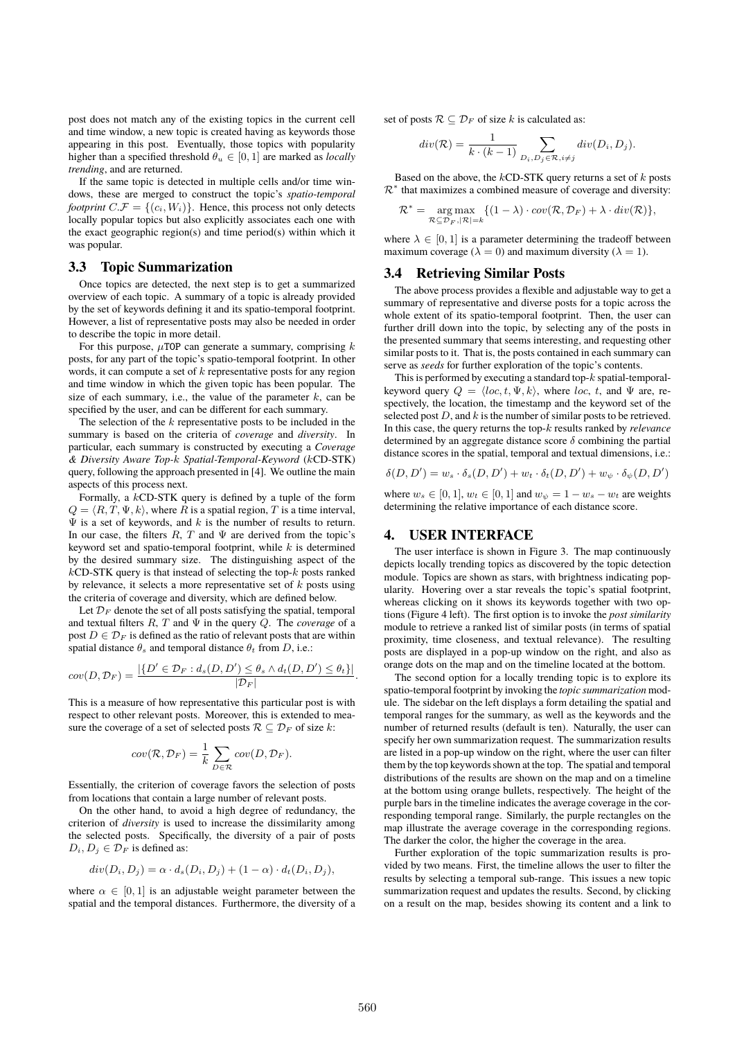post does not match any of the existing topics in the current cell and time window, a new topic is created having as keywords those appearing in this post. Eventually, those topics with popularity higher than a specified threshold $\theta_u \in [0, 1]$ are marked as *locally trending*, and are returned.

If the same topic is detected in multiple cells and/or time windows, these are merged to construct the topic's *spatio-temporal footprint* $C.\mathcal{F} = \{(c_i, W_i)\}$. Hence, this process not only detects locally popular topics but also explicitly associates each one with the exact geographic region(s) and time period(s) within which it was popular.

### 3.3 Topic Summarization

Once topics are detected, the next step is to get a summarized overview of each topic. A summary of a topic is already provided by the set of keywords defining it and its spatio-temporal footprint. However, a list of representative posts may also be needed in order to describe the topic in more detail.

For this purpose, $\mu$TOP can generate a summary, comprising $k$ posts, for any part of the topic's spatio-temporal footprint. In other words, it can compute a set of $k$ representative posts for any region and time window in which the given topic has been popular. The size of each summary, i.e., the value of the parameter $k$, can be specified by the user, and can be different for each summary.

The selection of the $k$ representative posts to be included in the summary is based on the criteria of *coverage* and *diversity*. In particular, each summary is constructed by executing a *Coverage & Diversity Aware Top-$k$ Spatial-Temporal-Keyword* ($k$CD-STK) query, following the approach presented in [4]. We outline the main aspects of this process next.

Formally, a $k$CD-STK query is defined by a tuple of the form $Q = \langle R, T, \Psi, k \rangle$, where $R$ is a spatial region, $T$ is a time interval, $\Psi$ is a set of keywords, and $k$ is the number of results to return. In our case, the filters $R$, $T$ and $\Psi$ are derived from the topic's keyword set and spatio-temporal footprint, while $k$ is determined by the desired summary size. The distinguishing aspect of the $k$CD-STK query is that instead of selecting the top-$k$ posts ranked by relevance, it selects a more representative set of $k$ posts using the criteria of coverage and diversity, which are defined below.

Let $\mathcal{D}_F$ denote the set of all posts satisfying the spatial, temporal and textual filters $R$, $T$ and $\Psi$ in the query $Q$. The *coverage* of a post $D \in \mathcal{D}_F$ is defined as the ratio of relevant posts that are within spatial distance $\theta_s$ and temporal distance $\theta_t$ from $D$, i.e.:

$$cov(D, \mathcal{D}_F) = \frac{|\{D' \in \mathcal{D}_F : d_s(D, D') \leq \theta_s \wedge d_t(D, D') \leq \theta_t\}|}{|\mathcal{D}_F|}.$$

This is a measure of how representative this particular post is with respect to other relevant posts. Moreover, this is extended to measure the coverage of a set of selected posts $\mathcal{R} \subseteq \mathcal{D}_F$ of size $k$:

$$cov(\mathcal{R}, \mathcal{D}_F) = \frac{1}{k} \sum_{D \in \mathcal{R}} cov(D, \mathcal{D}_F).$$

Essentially, the criterion of coverage favors the selection of posts from locations that contain a large number of relevant posts.

On the other hand, to avoid a high degree of redundancy, the criterion of *diversity* is used to increase the dissimilarity among the selected posts. Specifically, the diversity of a pair of posts $D_i, D_j \in \mathcal{D}_F$ is defined as:

$$div(D_i, D_j) = \alpha \cdot d_s(D_i, D_j) + (1 - \alpha) \cdot d_t(D_i, D_j),$$

where $\alpha \in [0, 1]$ is an adjustable weight parameter between the spatial and the temporal distances. Furthermore, the diversity of a set of posts $\mathcal{R} \subseteq \mathcal{D}_F$ of size $k$ is calculated as:

$$div(\mathcal{R}) = \frac{1}{k \cdot (k-1)} \sum_{D_i, D_j \in \mathcal{R}, i \neq j} div(D_i, D_j).$$

Based on the above, the $k$CD-STK query returns a set of $k$ posts $\mathcal{R}^*$ that maximizes a combined measure of coverage and diversity:

$$\mathcal{R}^* = \underset{\mathcal{R} \subseteq \mathcal{D}_F, |\mathcal{R}| = k}{\arg\max} \{(1 - \lambda) \cdot cov(\mathcal{R}, \mathcal{D}_F) + \lambda \cdot div(\mathcal{R})\},$$

where $\lambda \in [0, 1]$ is a parameter determining the tradeoff between maximum coverage ($\lambda = 0$) and maximum diversity ($\lambda = 1$).

### 3.4 Retrieving Similar Posts

The above process provides a flexible and adjustable way to get a summary of representative and diverse posts for a topic across the whole extent of its spatio-temporal footprint. Then, the user can further drill down into the topic, by selecting any of the posts in the presented summary that seems interesting, and requesting other similar posts to it. That is, the posts contained in each summary can serve as *seeds* for further exploration of the topic's contents.

This is performed by executing a standard top-$k$ spatial-temporal-keyword query $Q = \langle loc, t, \Psi, k \rangle$, where $loc$, $t$, and $\Psi$ are, respectively, the location, the timestamp and the keyword set of the selected post $D$, and $k$ is the number of similar posts to be retrieved. In this case, the query returns the top-$k$ results ranked by *relevance* determined by an aggregate distance score $\delta$ combining the partial distance scores in the spatial, temporal and textual dimensions, i.e.:

$$\delta(D, D') = w_s \cdot \delta_s(D, D') + w_t \cdot \delta_t(D, D') + w_\psi \cdot \delta_\psi(D, D')$$

where $w_s \in [0, 1]$, $w_t \in [0, 1]$ and $w_\psi = 1 - w_s - w_t$ are weights determining the relative importance of each distance score.

## 4. USER INTERFACE

The user interface is shown in Figure 3. The map continuously depicts locally trending topics as discovered by the topic detection module. Topics are shown as stars, with brightness indicating popularity. Hovering over a star reveals the topic's spatial footprint, whereas clicking on it shows its keywords together with two options (Figure 4 left). The first option is to invoke the *post similarity* module to retrieve a ranked list of similar posts (in terms of spatial proximity, time closeness, and textual relevance). The resulting posts are displayed in a pop-up window on the right, and also as orange dots on the map and on the timeline located at the bottom.

The second option for a locally trending topic is to explore its spatio-temporal footprint by invoking the *topic summarization* module. The sidebar on the left displays a form detailing the spatial and temporal ranges for the summary, as well as the keywords and the number of returned results (default is ten). Naturally, the user can specify her own summarization request. The summarization results are listed in a pop-up window on the right, where the user can filter them by the top keywords shown at the top. The spatial and temporal distributions of the results are shown on the map and on a timeline at the bottom using orange bullets, respectively. The height of the purple bars in the timeline indicates the average coverage in the corresponding temporal range. Similarly, the purple rectangles on the map illustrate the average coverage in the corresponding regions. The darker the color, the higher the coverage in the area.

Further exploration of the topic summarization results is provided by two means. First, the timeline allows the user to filter the results by selecting a temporal sub-range. This issues a new topic summarization request and updates the results. Second, by clicking on a result on the map, besides showing its content and a link to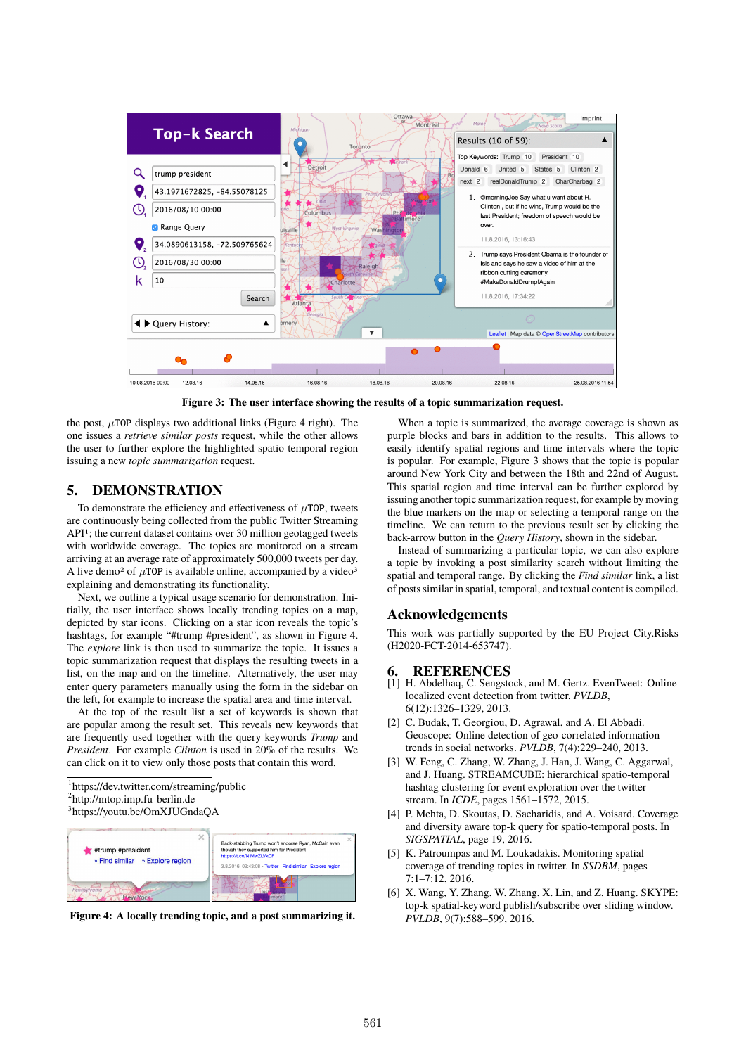Figure 3: The user interface showing the results of a topic summarization request.

the post, $\mu$TOP displays two additional links (Figure 4 right). The one issues a *retrieve similar posts* request, while the other allows the user to further explore the highlighted spatio-temporal region issuing a new *topic summarization* request.

## 5. DEMONSTRATION

To demonstrate the efficiency and effectiveness of $\mu$TOP, tweets are continuously being collected from the public Twitter Streaming API[1]; the current dataset contains over 30 million geotagged tweets with worldwide coverage. The topics are monitored on a stream arriving at an average rate of approximately 500,000 tweets per day. A live demo[2] of $\mu$TOP is available online, accompanied by a video[3] explaining and demonstrating its functionality.

Next, we outline a typical usage scenario for demonstration. Initially, the user interface shows locally trending topics on a map, depicted by star icons. Clicking on a star icon reveals the topic's hashtags, for example "#trump #president", as shown in Figure 4. The *explore* link is then used to summarize the topic. It issues a topic summarization request that displays the resulting tweets in a list, on the map and on the timeline. Alternatively, the user may enter query parameters manually using the form in the sidebar on the left, for example to increase the spatial area and time interval.

At the top of the result list is a set of keywords that are popular among the result set. This reveals new keywords that are frequently used together with the query keywords *Trump* and *President*. For example *Clinton* is used in 20% of the results. We can click on it to view only those posts that contain this word.

[1]https://dev.twitter.com/streaming/public
[2]http://mtop.imp.fu-berlin.de
[3]https://youtu.be/OmXJUGndaQA

Figure 4: A locally trending topic, and a post summarizing it.

When a topic is summarized, the average coverage is shown as purple blocks and bars in addition to the results. This allows to easily identify spatial regions and time intervals where the topic is popular. For example, Figure 3 shows that the topic is popular around New York City and between the 18th and 22nd of August. This spatial region and time interval can be further explored by issuing another topic summarization request, for example by moving the blue markers on the map or selecting a temporal range on the timeline. We can return to the previous result set by clicking the back-arrow button in the *Query History*, shown in the sidebar.

Instead of summarizing a particular topic, we can also explore a topic by invoking a post similarity search without limiting the spatial and temporal range. By clicking the *Find similar* link, a list of posts similar in spatial, temporal, and textual content is compiled.

## Acknowledgements

This work was partially supported by the EU Project City.Risks (H2020-FCT-2014-653747).

## 6. REFERENCES

[1] H. Abdelhaq, C. Sengstock, and M. Gertz. EvenTweet: Online localized event detection from twitter. *PVLDB*, 6(12):1326–1329, 2013.

[2] C. Budak, T. Georgiou, D. Agrawal, and A. El Abbadi. Geoscope: Online detection of geo-correlated information trends in social networks. *PVLDB*, 7(4):229–240, 2013.

[3] W. Feng, C. Zhang, W. Zhang, J. Han, J. Wang, C. Aggarwal, and J. Huang. STREAMCUBE: hierarchical spatio-temporal hashtag clustering for event exploration over the twitter stream. In *ICDE*, pages 1561–1572, 2015.

[4] P. Mehta, D. Skoutas, D. Sacharidis, and A. Voisard. Coverage and diversity aware top-k query for spatio-temporal posts. In *SIGSPATIAL*, page 19, 2016.

[5] K. Patroumpas and M. Loukadakis. Monitoring spatial coverage of trending topics in twitter. In *SSDBM*, pages 7:1–7:12, 2016.

[6] X. Wang, Y. Zhang, W. Zhang, X. Lin, and Z. Huang. SKYPE: top-k spatial-keyword publish/subscribe over sliding window. *PVLDB*, 9(7):588–599, 2016.